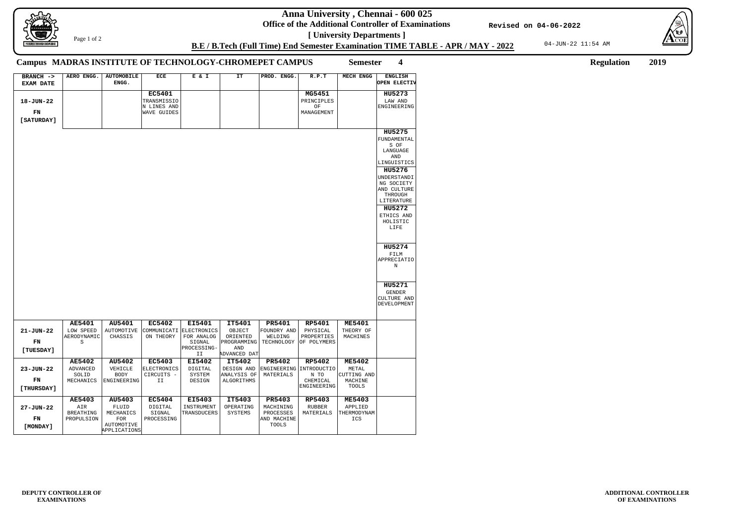# Anna University , Chennai - 600 025

**Office of the Additional Controller of Examinations**

**[ University Departments ]**

**B.E / B.Tech (Full Time) End Semester Examination TIME TABLE - APR / MAY - 2022**

Revised on 04-06-2022

04-JUN-22 11:54 AM

**Campus MADRAS INSTITUTE OF TECHNOLOGY-CHROMEPET CAMPUS** **Semester 4** **Regulation 2019**

| BRANCH -> EXAM DATE | AERO ENGG. | AUTOMOBILE ENGG. | ECE | E & I | IT | PROD. ENGG. | R.P.T | MECH ENGG | ENGLISH OPEN ELECTIV |
|---|---|---|---|---|---|---|---|---|---|
| 18-JUN-22 FN [SATURDAY] | | | **EC5401** TRANSMISSION LINES AND WAVE GUIDES | | | | **MG5451** PRINCIPLES OF MANAGEMENT | | **HU5273** LAW AND ENGINEERING<br>**HU5275** FUNDAMENTALS OF LANGUAGE AND LINGUISTICS<br>**HU5276** UNDERSTANDING SOCIETY AND CULTURE THROUGH LITERATURE<br>**HU5272** ETHICS AND HOLISTIC LIFE<br>**HU5274** FILM APPRECIATION<br>**HU5271** GENDER CULTURE AND DEVELOPMENT |
| 21-JUN-22 FN [TUESDAY] | **AE5401** LOW SPEED AERODYNAMICS | **AU5401** AUTOMOTIVE CHASSIS | **EC5402** COMMUNICATION THEORY | **EI5401** ELECTRONICS FOR ANALOG SIGNAL PROCESSING-II | **IT5401** OBJECT ORIENTED PROGRAMMING AND ADVANCED DAT | **PR5401** FOUNDRY AND WELDING TECHNOLOGY | **RP5401** PHYSICAL PROPERTIES OF POLYMERS | **ME5401** THEORY OF MACHINES | |
| 23-JUN-22 FN [THURSDAY] | **AE5402** ADVANCED SOLID MECHANICS | **AU5402** VEHICLE BODY ENGINEERING | **EC5403** ELECTRONICS CIRCUITS - II | **EI5402** DIGITAL SYSTEM DESIGN | **IT5402** DESIGN AND ANALYSIS OF ALGORITHMS | **PR5402** ENGINEERING MATERIALS | **RP5402** INTRODUCTION TO CHEMICAL ENGINEERING | **ME5402** METAL CUTTING AND MACHINE TOOLS | |
| 27-JUN-22 FN [MONDAY] | **AE5403** AIR BREATHING PROPULSION | **AU5403** FLUID MECHANICS FOR AUTOMOTIVE APPLICATIONS | **EC5404** DIGITAL SIGNAL PROCESSING | **EI5403** INSTRUMENT TRANSDUCERS | **IT5403** OPERATING SYSTEMS | **PR5403** MACHINING PROCESSES AND MACHINE TOOLS | **RP5403** RUBBER MATERIALS | **ME5403** APPLIED THERMODYNAMICS | |

**DEPUTY CONTROLLER OF EXAMINATIONS**

**ADDITIONAL CONTROLLER OF EXAMINATIONS**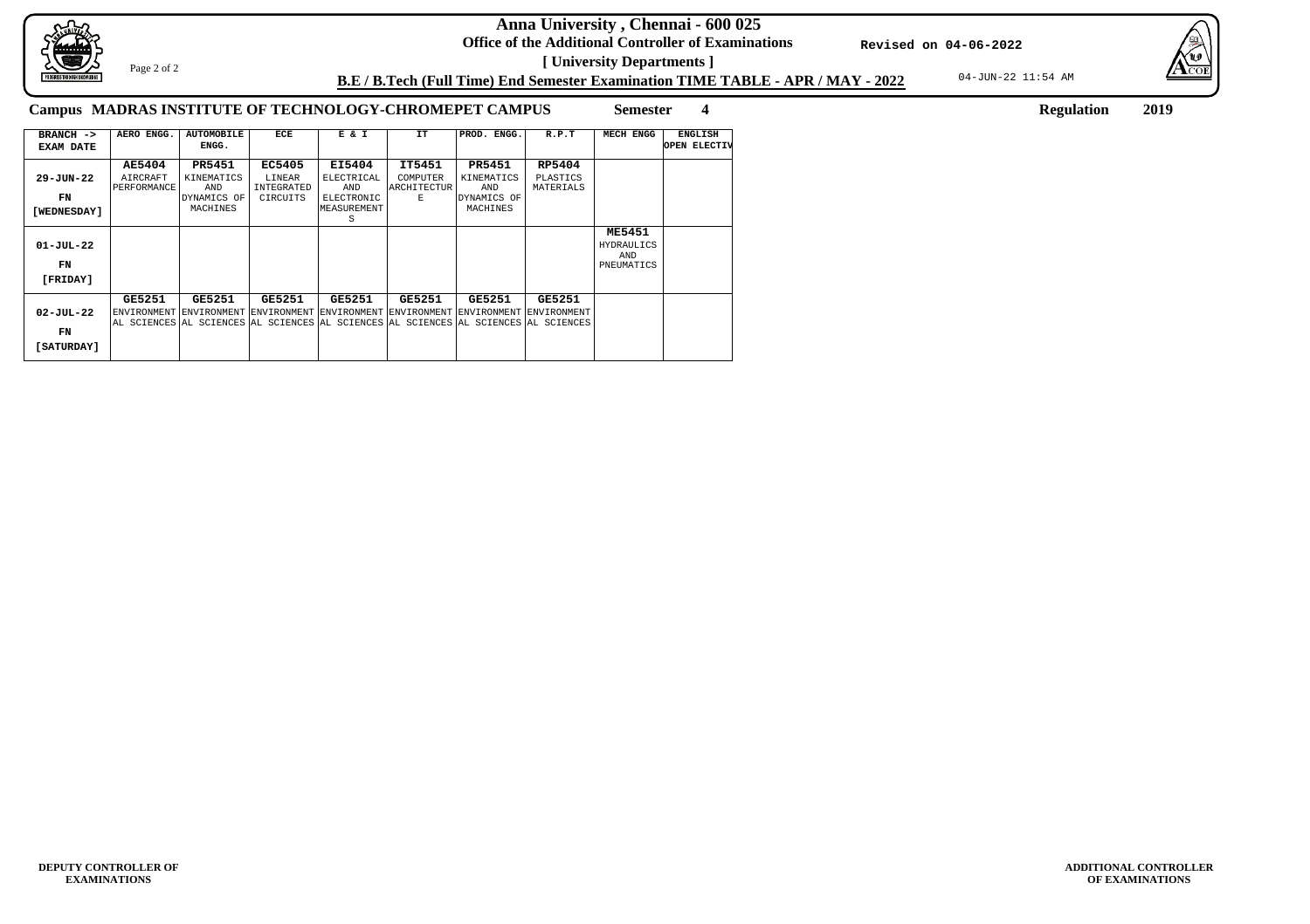# Anna University , Chennai - 600 025

**Office of the Additional Controller of Examinations**

**[ University Departments ]**

**B.E / B.Tech (Full Time) End Semester Examination TIME TABLE - APR / MAY - 2022**

Revised on 04-06-2022

04-JUN-22 11:54 AM

**Campus MADRAS INSTITUTE OF TECHNOLOGY-CHROMEPET CAMPUS** **Semester 4** **Regulation 2019**

| BRANCH -> EXAM DATE | AERO ENGG. | AUTOMOBILE ENGG. | ECE | E & I | IT | PROD. ENGG. | R.P.T | MECH ENGG | ENGLISH OPEN ELECTIV |
|---|---|---|---|---|---|---|---|---|---|
| 29-JUN-22 FN [WEDNESDAY] | **AE5404** AIRCRAFT PERFORMANCE | **PR5451** KINEMATICS AND DYNAMICS OF MACHINES | **EC5405** LINEAR INTEGRATED CIRCUITS | **EI5404** ELECTRICAL AND ELECTRONIC MEASUREMENTS | **IT5451** COMPUTER ARCHITECTURE | **PR5451** KINEMATICS AND DYNAMICS OF MACHINES | **RP5404** PLASTICS MATERIALS | | |
| 01-JUL-22 FN [FRIDAY] | | | | | | | | **ME5451** HYDRAULICS AND PNEUMATICS | |
| 02-JUL-22 FN [SATURDAY] | **GE5251** ENVIRONMENTAL SCIENCES | **GE5251** ENVIRONMENTAL SCIENCES | **GE5251** ENVIRONMENTAL SCIENCES | **GE5251** ENVIRONMENTAL SCIENCES | **GE5251** ENVIRONMENTAL SCIENCES | **GE5251** ENVIRONMENTAL SCIENCES | **GE5251** ENVIRONMENTAL SCIENCES | | |

**DEPUTY CONTROLLER OF EXAMINATIONS**

**ADDITIONAL CONTROLLER OF EXAMINATIONS**